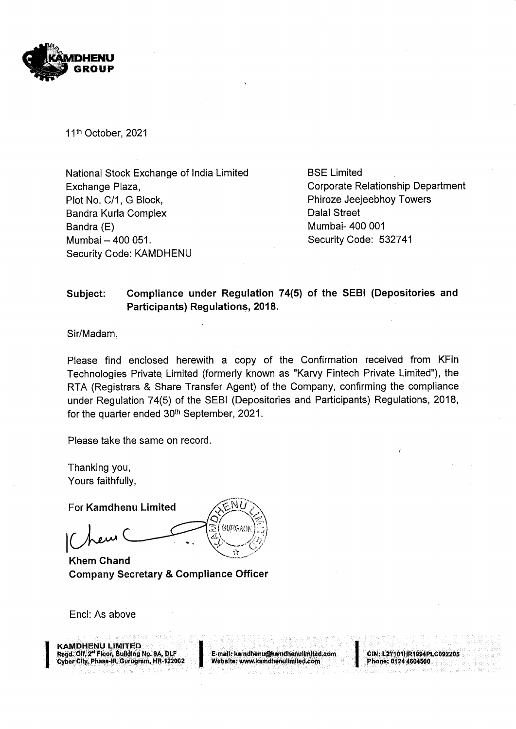11th October, 2021

National Stock Exchange of India Limited
Exchange Plaza,
Plot No. C/1, G Block,
Bandra Kurla Complex
Bandra (E)
Mumbai – 400 051.
Security Code: KAMDHENU

BSE Limited
Corporate Relationship Department
Phiroze Jeejeebhoy Towers
Dalal Street
Mumbai- 400 001
Security Code: 532741

**Subject: Compliance under Regulation 74(5) of the SEBI (Depositories and Participants) Regulations, 2018.**

Sir/Madam,

Please find enclosed herewith a copy of the Confirmation received from KFin Technologies Private Limited (formerly known as "Karvy Fintech Private Limited"), the RTA (Registrars & Share Transfer Agent) of the Company, confirming the compliance under Regulation 74(5) of the SEBI (Depositories and Participants) Regulations, 2018, for the quarter ended 30th September, 2021.

Please take the same on record.

Thanking you,
Yours faithfully,

For **Kamdhenu Limited**

**Khem Chand**
**Company Secretary & Compliance Officer**

Encl: As above

**KAMDHENU LIMITED**
Regd. Off. 2nd Floor, Building No. 9A, DLF Cyber City, Phase-III, Gurugram, HR-122002
E-mail: kamdhenu@kamdhenulimited.com
Website: www.kamdhenulimited.com
CIN: L27101HR1994PLC092205
Phone: 0124 4604500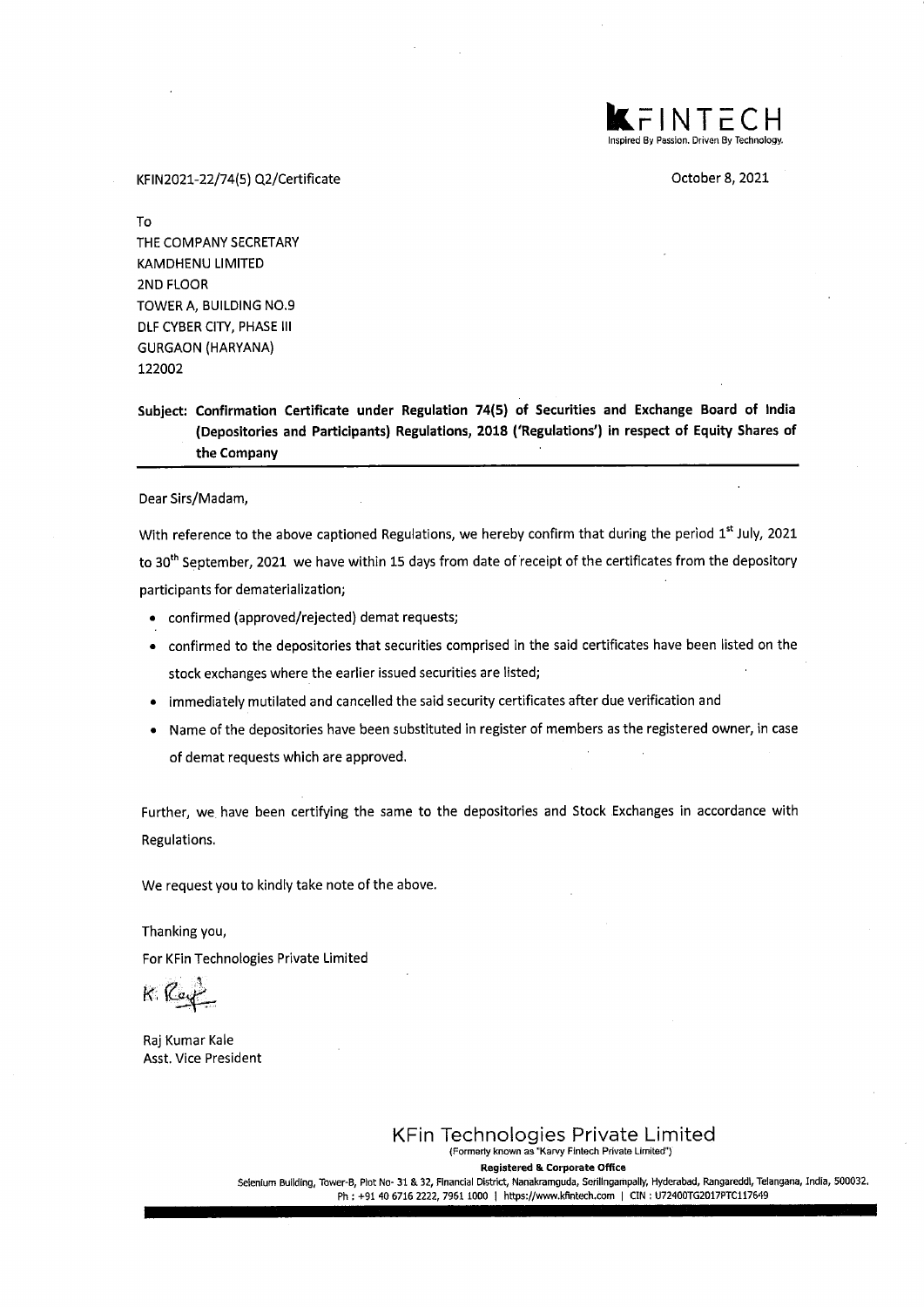KFIN2021-22/74(5) Q2/Certificate

October 8, 2021

To
THE COMPANY SECRETARY
KAMDHENU LIMITED
2ND FLOOR
TOWER A, BUILDING NO.9
DLF CYBER CITY, PHASE III
GURGAON (HARYANA)
122002

**Subject: Confirmation Certificate under Regulation 74(5) of Securities and Exchange Board of India (Depositories and Participants) Regulations, 2018 ('Regulations') in respect of Equity Shares of the Company**

Dear Sirs/Madam,

With reference to the above captioned Regulations, we hereby confirm that during the period 1st July, 2021 to 30th September, 2021 we have within 15 days from date of receipt of the certificates from the depository participants for dematerialization;

- confirmed (approved/rejected) demat requests;
- confirmed to the depositories that securities comprised in the said certificates have been listed on the stock exchanges where the earlier issued securities are listed;
- immediately mutilated and cancelled the said security certificates after due verification and
- Name of the depositories have been substituted in register of members as the registered owner, in case of demat requests which are approved.

Further, we have been certifying the same to the depositories and Stock Exchanges in accordance with Regulations.

We request you to kindly take note of the above.

Thanking you,

For KFin Technologies Private Limited

Raj Kumar Kale
Asst. Vice President

**KFin Technologies Private Limited**
(Formerly known as "Karvy Fintech Private Limited")
**Registered & Corporate Office**
Selenium Building, Tower-B, Plot No- 31 & 32, Financial District, Nanakramguda, Serilingampally, Hyderabad, Rangareddi, Telangana, India, 500032.
Ph : +91 40 6716 2222, 7961 1000 | https://www.kfintech.com | CIN : U72400TG2017PTC117649